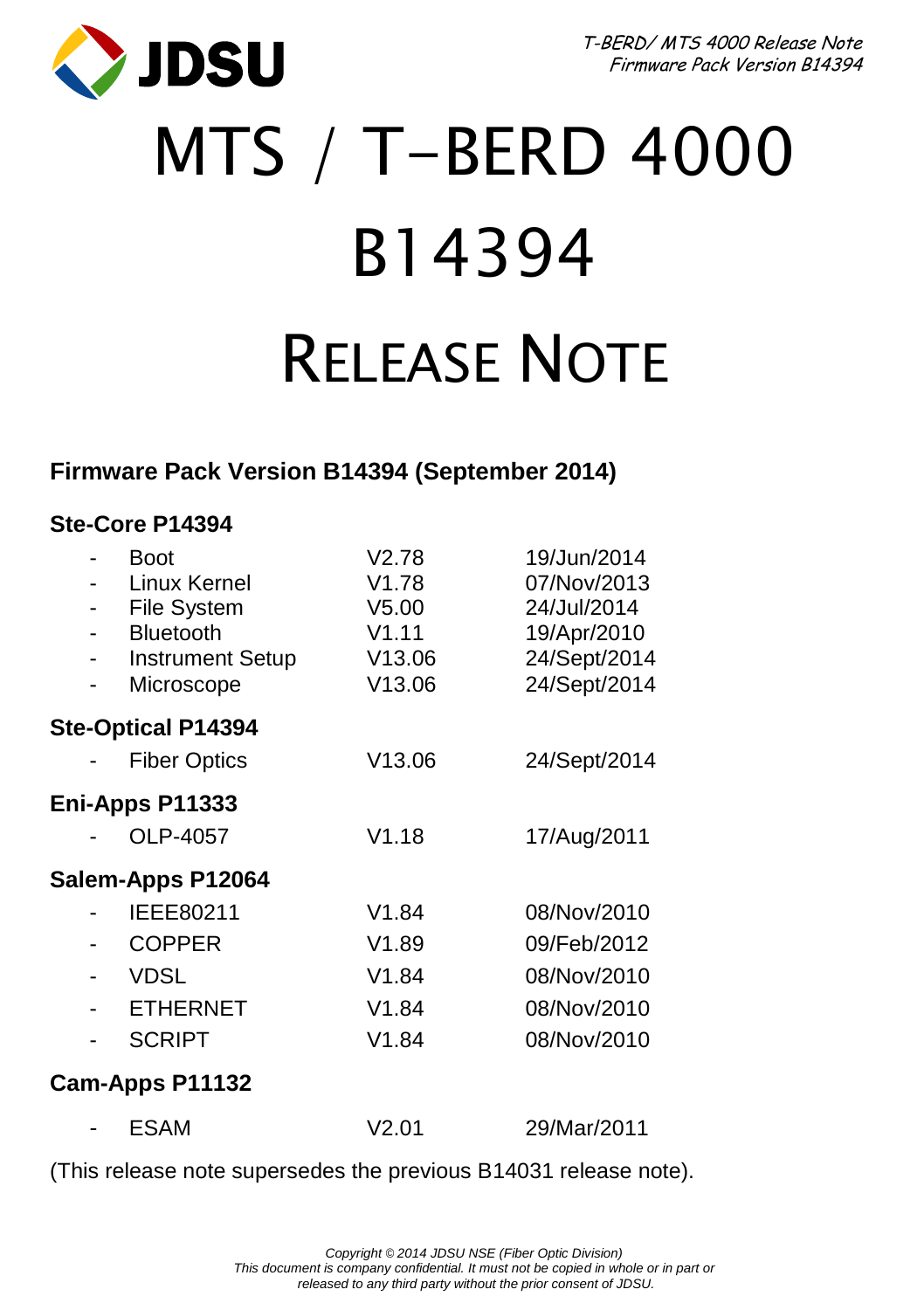# MTS / T-BERD 4000

# B14394

# RELEASE NOTE

## Firmware Pack Version B14394 (September 2014)

### Ste-Core P14394

| | | |
|---|---|---|
| - Boot | V2.78 | 19/Jun/2014 |
| - Linux Kernel | V1.78 | 07/Nov/2013 |
| - File System | V5.00 | 24/Jul/2014 |
| - Bluetooth | V1.11 | 19/Apr/2010 |
| - Instrument Setup | V13.06 | 24/Sept/2014 |
| - Microscope | V13.06 | 24/Sept/2014 |

### Ste-Optical P14394

| | | |
|---|---|---|
| - Fiber Optics | V13.06 | 24/Sept/2014 |

### Eni-Apps P11333

| | | |
|---|---|---|
| - OLP-4057 | V1.18 | 17/Aug/2011 |

### Salem-Apps P12064

| | | |
|---|---|---|
| - IEEE80211 | V1.84 | 08/Nov/2010 |
| - COPPER | V1.89 | 09/Feb/2012 |
| - VDSL | V1.84 | 08/Nov/2010 |
| - ETHERNET | V1.84 | 08/Nov/2010 |
| - SCRIPT | V1.84 | 08/Nov/2010 |

### Cam-Apps P11132

| | | |
|---|---|---|
| - ESAM | V2.01 | 29/Mar/2011 |

(This release note supersedes the previous B14031 release note).

*Copyright © 2014 JDSU NSE (Fiber Optic Division)*
*This document is company confidential. It must not be copied in whole or in part or released to any third party without the prior consent of JDSU.*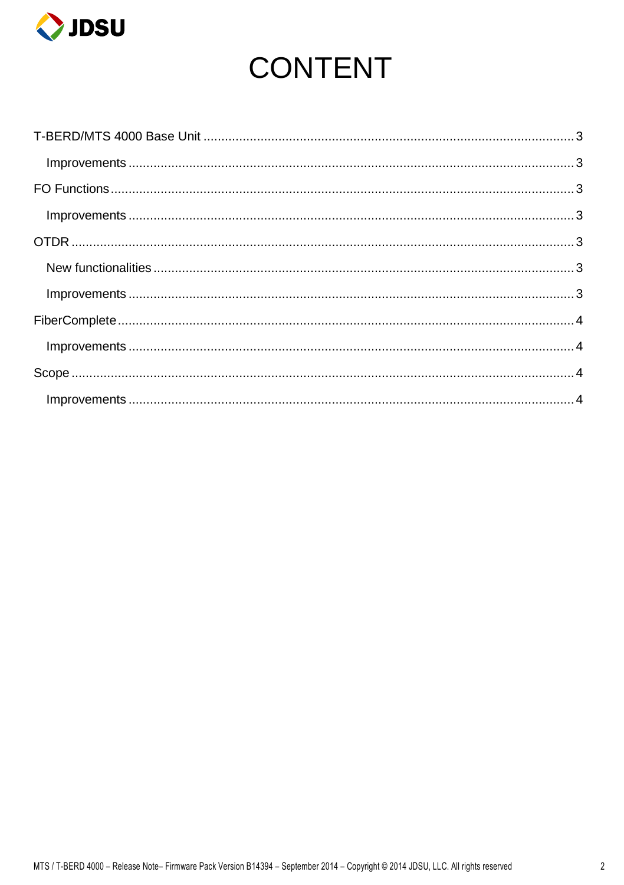# CONTENT

T-BERD/MTS 4000 Base Unit ........................................................................................................ 3

  Improvements ........................................................................................................................ 3

FO Functions ............................................................................................................................ 3

  Improvements ........................................................................................................................ 3

OTDR ....................................................................................................................................... 3

  New functionalities ................................................................................................................. 3

  Improvements ........................................................................................................................ 3

FiberComplete .......................................................................................................................... 4

  Improvements ........................................................................................................................ 4

Scope ....................................................................................................................................... 4

  Improvements ........................................................................................................................ 4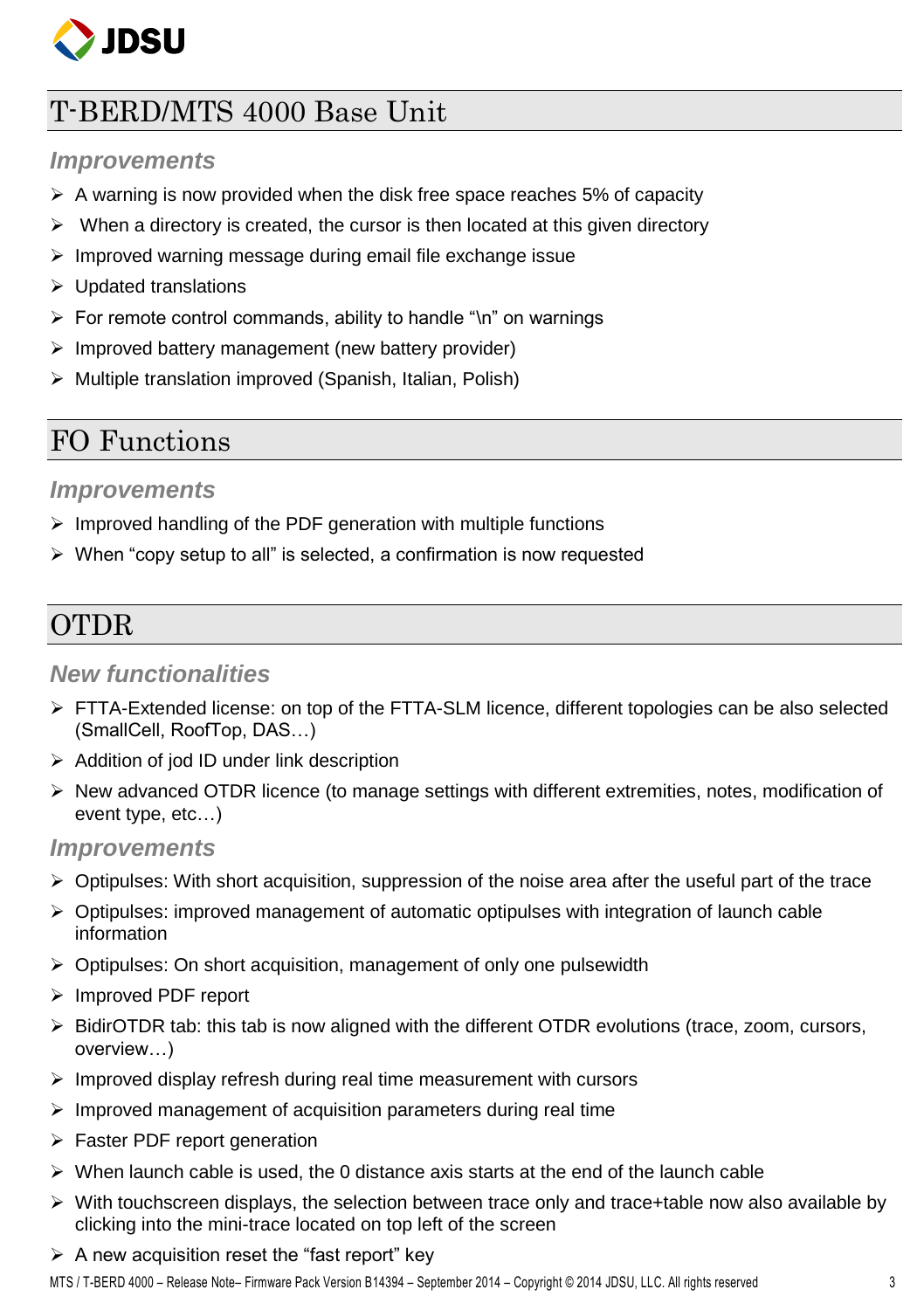# T-BERD/MTS 4000 Base Unit

### *Improvements*

- A warning is now provided when the disk free space reaches 5% of capacity
- When a directory is created, the cursor is then located at this given directory
- Improved warning message during email file exchange issue
- Updated translations
- For remote control commands, ability to handle "\n" on warnings
- Improved battery management (new battery provider)
- Multiple translation improved (Spanish, Italian, Polish)

# FO Functions

### *Improvements*

- Improved handling of the PDF generation with multiple functions
- When "copy setup to all" is selected, a confirmation is now requested

# OTDR

### *New functionalities*

- FTTA-Extended license: on top of the FTTA-SLM licence, different topologies can be also selected (SmallCell, RoofTop, DAS…)
- Addition of jod ID under link description
- New advanced OTDR licence (to manage settings with different extremities, notes, modification of event type, etc…)

### *Improvements*

- Optipulses: With short acquisition, suppression of the noise area after the useful part of the trace
- Optipulses: improved management of automatic optipulses with integration of launch cable information
- Optipulses: On short acquisition, management of only one pulsewidth
- Improved PDF report
- BidirOTDR tab: this tab is now aligned with the different OTDR evolutions (trace, zoom, cursors, overview…)
- Improved display refresh during real time measurement with cursors
- Improved management of acquisition parameters during real time
- Faster PDF report generation
- When launch cable is used, the 0 distance axis starts at the end of the launch cable
- With touchscreen displays, the selection between trace only and trace+table now also available by clicking into the mini-trace located on top left of the screen
- A new acquisition reset the "fast report" key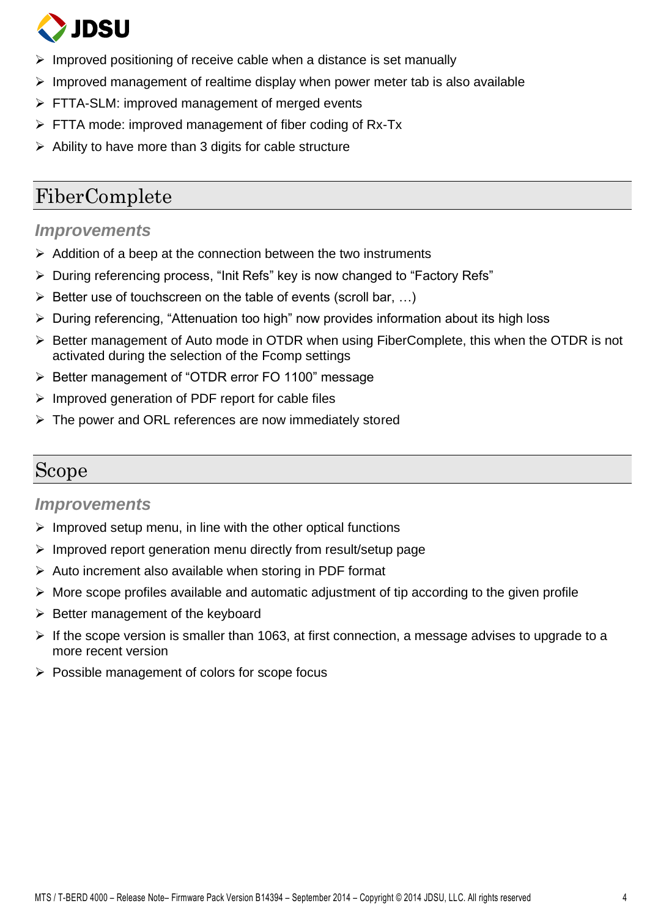- Improved positioning of receive cable when a distance is set manually
- Improved management of realtime display when power meter tab is also available
- FTTA-SLM: improved management of merged events
- FTTA mode: improved management of fiber coding of Rx-Tx
- Ability to have more than 3 digits for cable structure

## FiberComplete

### *Improvements*

- Addition of a beep at the connection between the two instruments
- During referencing process, “Init Refs” key is now changed to “Factory Refs”
- Better use of touchscreen on the table of events (scroll bar, …)
- During referencing, “Attenuation too high” now provides information about its high loss
- Better management of Auto mode in OTDR when using FiberComplete, this when the OTDR is not activated during the selection of the Fcomp settings
- Better management of “OTDR error FO 1100” message
- Improved generation of PDF report for cable files
- The power and ORL references are now immediately stored

## Scope

### *Improvements*

- Improved setup menu, in line with the other optical functions
- Improved report generation menu directly from result/setup page
- Auto increment also available when storing in PDF format
- More scope profiles available and automatic adjustment of tip according to the given profile
- Better management of the keyboard
- If the scope version is smaller than 1063, at first connection, a message advises to upgrade to a more recent version
- Possible management of colors for scope focus